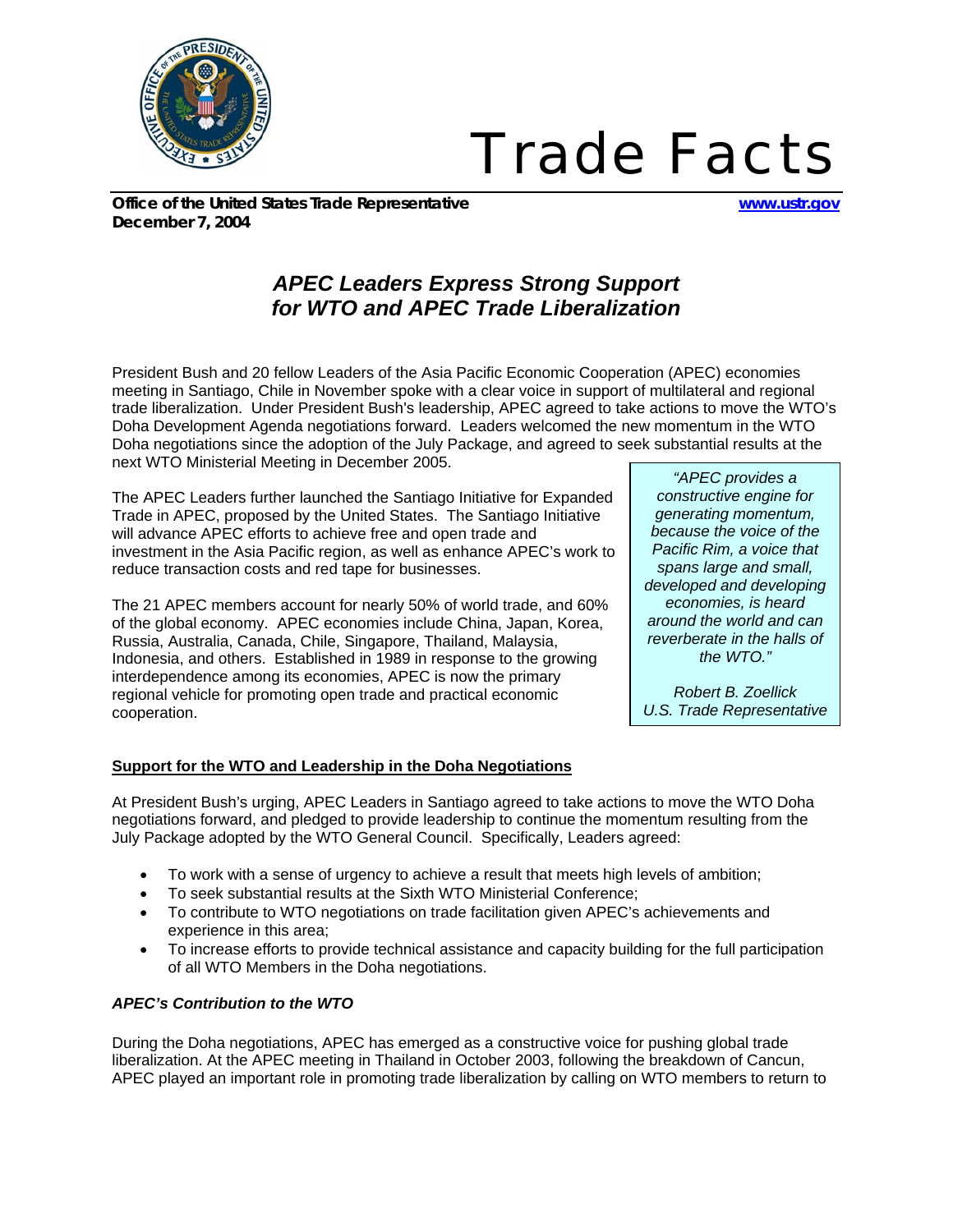# Trade Facts

**Office of the United States Trade Representative** **www.ustr.gov**
**December 7, 2004**

## *APEC Leaders Express Strong Support for WTO and APEC Trade Liberalization*

President Bush and 20 fellow Leaders of the Asia Pacific Economic Cooperation (APEC) economies meeting in Santiago, Chile in November spoke with a clear voice in support of multilateral and regional trade liberalization. Under President Bush's leadership, APEC agreed to take actions to move the WTO's Doha Development Agenda negotiations forward. Leaders welcomed the new momentum in the WTO Doha negotiations since the adoption of the July Package, and agreed to seek substantial results at the next WTO Ministerial Meeting in December 2005.

The APEC Leaders further launched the Santiago Initiative for Expanded Trade in APEC, proposed by the United States. The Santiago Initiative will advance APEC efforts to achieve free and open trade and investment in the Asia Pacific region, as well as enhance APEC's work to reduce transaction costs and red tape for businesses.

The 21 APEC members account for nearly 50% of world trade, and 60% of the global economy. APEC economies include China, Japan, Korea, Russia, Australia, Canada, Chile, Singapore, Thailand, Malaysia, Indonesia, and others. Established in 1989 in response to the growing interdependence among its economies, APEC is now the primary regional vehicle for promoting open trade and practical economic cooperation.

> *"APEC provides a constructive engine for generating momentum, because the voice of the Pacific Rim, a voice that spans large and small, developed and developing economies, is heard around the world and can reverberate in the halls of the WTO."*
>
> *Robert B. Zoellick*
> *U.S. Trade Representative*

### Support for the WTO and Leadership in the Doha Negotiations

At President Bush's urging, APEC Leaders in Santiago agreed to take actions to move the WTO Doha negotiations forward, and pledged to provide leadership to continue the momentum resulting from the July Package adopted by the WTO General Council. Specifically, Leaders agreed:

- To work with a sense of urgency to achieve a result that meets high levels of ambition;
- To seek substantial results at the Sixth WTO Ministerial Conference;
- To contribute to WTO negotiations on trade facilitation given APEC's achievements and experience in this area;
- To increase efforts to provide technical assistance and capacity building for the full participation of all WTO Members in the Doha negotiations.

#### *APEC's Contribution to the WTO*

During the Doha negotiations, APEC has emerged as a constructive voice for pushing global trade liberalization. At the APEC meeting in Thailand in October 2003, following the breakdown of Cancun, APEC played an important role in promoting trade liberalization by calling on WTO members to return to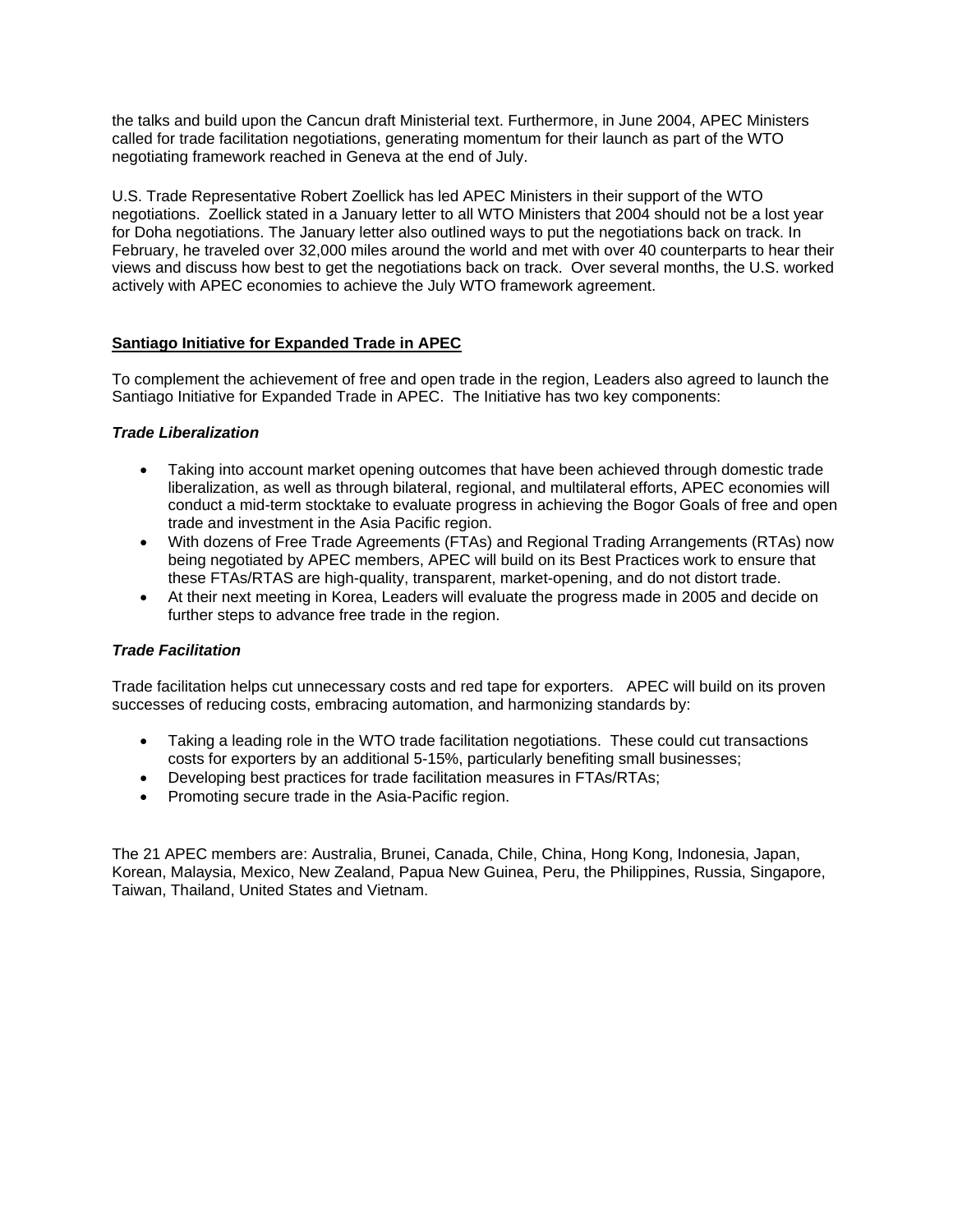the talks and build upon the Cancun draft Ministerial text. Furthermore, in June 2004, APEC Ministers called for trade facilitation negotiations, generating momentum for their launch as part of the WTO negotiating framework reached in Geneva at the end of July.

U.S. Trade Representative Robert Zoellick has led APEC Ministers in their support of the WTO negotiations. Zoellick stated in a January letter to all WTO Ministers that 2004 should not be a lost year for Doha negotiations. The January letter also outlined ways to put the negotiations back on track. In February, he traveled over 32,000 miles around the world and met with over 40 counterparts to hear their views and discuss how best to get the negotiations back on track. Over several months, the U.S. worked actively with APEC economies to achieve the July WTO framework agreement.

## Santiago Initiative for Expanded Trade in APEC

To complement the achievement of free and open trade in the region, Leaders also agreed to launch the Santiago Initiative for Expanded Trade in APEC. The Initiative has two key components:

### *Trade Liberalization*

- Taking into account market opening outcomes that have been achieved through domestic trade liberalization, as well as through bilateral, regional, and multilateral efforts, APEC economies will conduct a mid-term stocktake to evaluate progress in achieving the Bogor Goals of free and open trade and investment in the Asia Pacific region.
- With dozens of Free Trade Agreements (FTAs) and Regional Trading Arrangements (RTAs) now being negotiated by APEC members, APEC will build on its Best Practices work to ensure that these FTAs/RTAS are high-quality, transparent, market-opening, and do not distort trade.
- At their next meeting in Korea, Leaders will evaluate the progress made in 2005 and decide on further steps to advance free trade in the region.

### *Trade Facilitation*

Trade facilitation helps cut unnecessary costs and red tape for exporters. APEC will build on its proven successes of reducing costs, embracing automation, and harmonizing standards by:

- Taking a leading role in the WTO trade facilitation negotiations. These could cut transactions costs for exporters by an additional 5-15%, particularly benefiting small businesses;
- Developing best practices for trade facilitation measures in FTAs/RTAs;
- Promoting secure trade in the Asia-Pacific region.

The 21 APEC members are: Australia, Brunei, Canada, Chile, China, Hong Kong, Indonesia, Japan, Korean, Malaysia, Mexico, New Zealand, Papua New Guinea, Peru, the Philippines, Russia, Singapore, Taiwan, Thailand, United States and Vietnam.